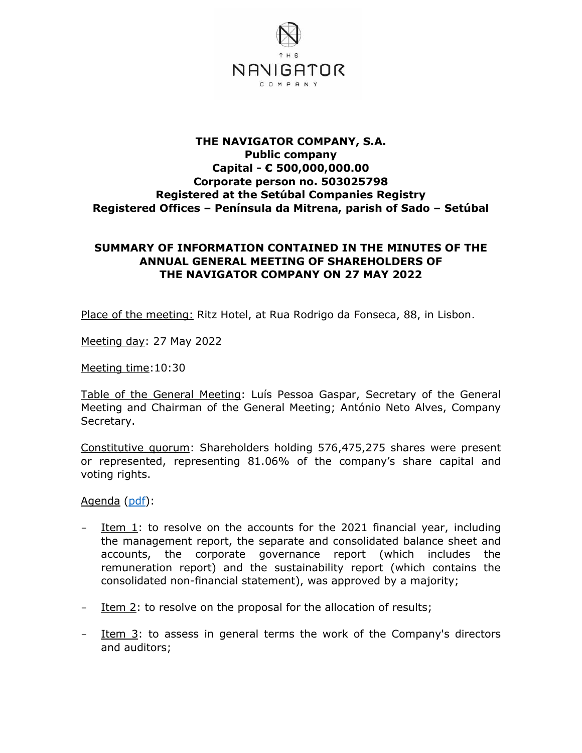**THE NAVIGATOR COMPANY, S.A.**
**Public company**
**Capital - € 500,000,000.00**
**Corporate person no. 503025798**
**Registered at the Setúbal Companies Registry**
**Registered Offices – Península da Mitrena, parish of Sado – Setúbal**

## SUMMARY OF INFORMATION CONTAINED IN THE MINUTES OF THE ANNUAL GENERAL MEETING OF SHAREHOLDERS OF THE NAVIGATOR COMPANY ON 27 MAY 2022

Place of the meeting: Ritz Hotel, at Rua Rodrigo da Fonseca, 88, in Lisbon.

Meeting day: 27 May 2022

Meeting time:10:30

Table of the General Meeting: Luís Pessoa Gaspar, Secretary of the General Meeting and Chairman of the General Meeting; António Neto Alves, Company Secretary.

Constitutive quorum: Shareholders holding 576,475,275 shares were present or represented, representing 81.06% of the company's share capital and voting rights.

Agenda (pdf):

- Item 1: to resolve on the accounts for the 2021 financial year, including the management report, the separate and consolidated balance sheet and accounts, the corporate governance report (which includes the remuneration report) and the sustainability report (which contains the consolidated non-financial statement), was approved by a majority;
- Item 2: to resolve on the proposal for the allocation of results;
- Item 3: to assess in general terms the work of the Company's directors and auditors;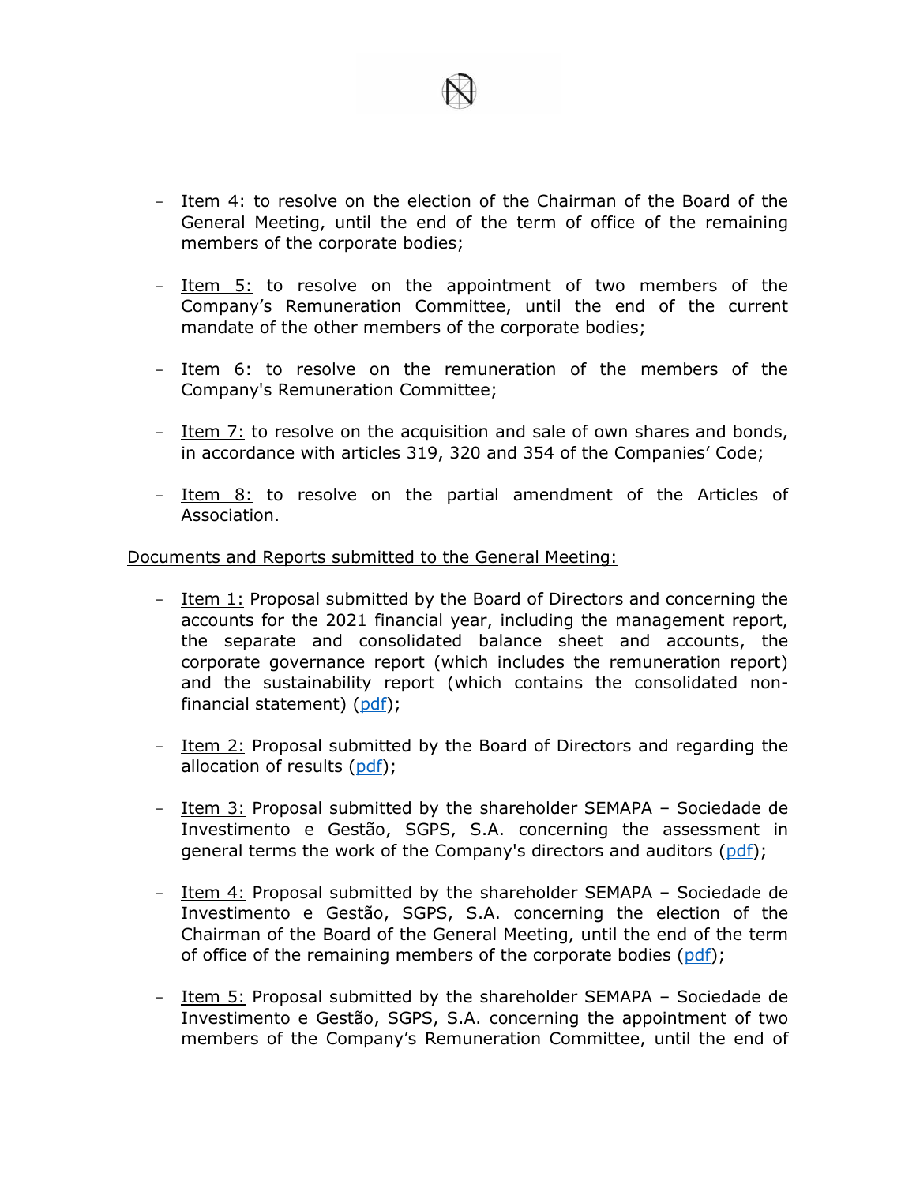- Item 4: to resolve on the election of the Chairman of the Board of the General Meeting, until the end of the term of office of the remaining members of the corporate bodies;

- Item 5: to resolve on the appointment of two members of the Company's Remuneration Committee, until the end of the current mandate of the other members of the corporate bodies;

- Item 6: to resolve on the remuneration of the members of the Company's Remuneration Committee;

- Item 7: to resolve on the acquisition and sale of own shares and bonds, in accordance with articles 319, 320 and 354 of the Companies' Code;

- Item 8: to resolve on the partial amendment of the Articles of Association.

Documents and Reports submitted to the General Meeting:

- Item 1: Proposal submitted by the Board of Directors and concerning the accounts for the 2021 financial year, including the management report, the separate and consolidated balance sheet and accounts, the corporate governance report (which includes the remuneration report) and the sustainability report (which contains the consolidated non-financial statement) (pdf);

- Item 2: Proposal submitted by the Board of Directors and regarding the allocation of results (pdf);

- Item 3: Proposal submitted by the shareholder SEMAPA – Sociedade de Investimento e Gestão, SGPS, S.A. concerning the assessment in general terms the work of the Company's directors and auditors (pdf);

- Item 4: Proposal submitted by the shareholder SEMAPA – Sociedade de Investimento e Gestão, SGPS, S.A. concerning the election of the Chairman of the Board of the General Meeting, until the end of the term of office of the remaining members of the corporate bodies (pdf);

- Item 5: Proposal submitted by the shareholder SEMAPA – Sociedade de Investimento e Gestão, SGPS, S.A. concerning the appointment of two members of the Company's Remuneration Committee, until the end of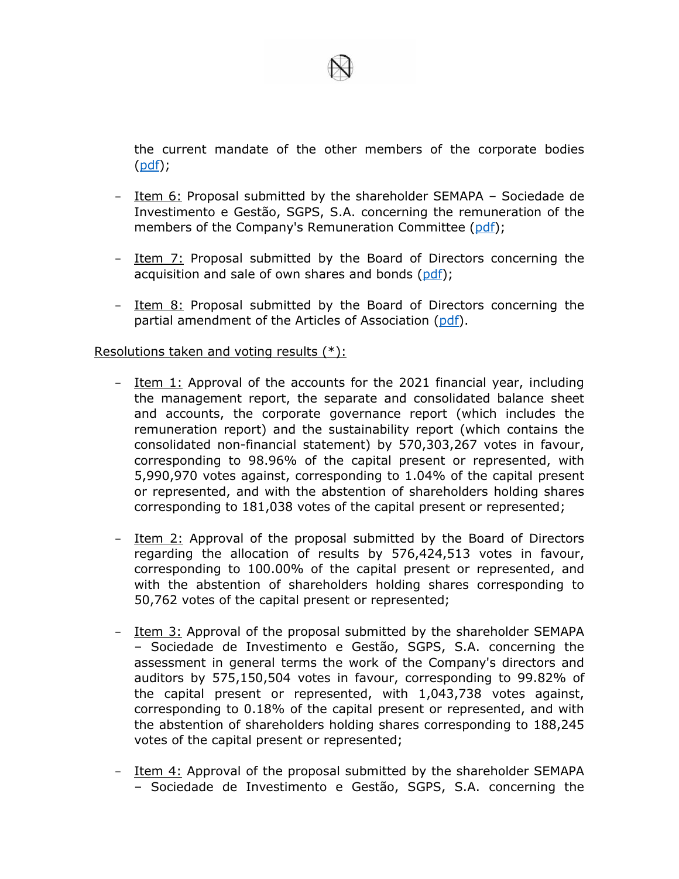the current mandate of the other members of the corporate bodies (pdf);

- Item 6: Proposal submitted by the shareholder SEMAPA – Sociedade de Investimento e Gestão, SGPS, S.A. concerning the remuneration of the members of the Company's Remuneration Committee (pdf);

- Item 7: Proposal submitted by the Board of Directors concerning the acquisition and sale of own shares and bonds (pdf);

- Item 8: Proposal submitted by the Board of Directors concerning the partial amendment of the Articles of Association (pdf).

Resolutions taken and voting results (*):

- Item 1: Approval of the accounts for the 2021 financial year, including the management report, the separate and consolidated balance sheet and accounts, the corporate governance report (which includes the remuneration report) and the sustainability report (which contains the consolidated non-financial statement) by 570,303,267 votes in favour, corresponding to 98.96% of the capital present or represented, with 5,990,970 votes against, corresponding to 1.04% of the capital present or represented, and with the abstention of shareholders holding shares corresponding to 181,038 votes of the capital present or represented;

- Item 2: Approval of the proposal submitted by the Board of Directors regarding the allocation of results by 576,424,513 votes in favour, corresponding to 100.00% of the capital present or represented, and with the abstention of shareholders holding shares corresponding to 50,762 votes of the capital present or represented;

- Item 3: Approval of the proposal submitted by the shareholder SEMAPA – Sociedade de Investimento e Gestão, SGPS, S.A. concerning the assessment in general terms the work of the Company's directors and auditors by 575,150,504 votes in favour, corresponding to 99.82% of the capital present or represented, with 1,043,738 votes against, corresponding to 0.18% of the capital present or represented, and with the abstention of shareholders holding shares corresponding to 188,245 votes of the capital present or represented;

- Item 4: Approval of the proposal submitted by the shareholder SEMAPA – Sociedade de Investimento e Gestão, SGPS, S.A. concerning the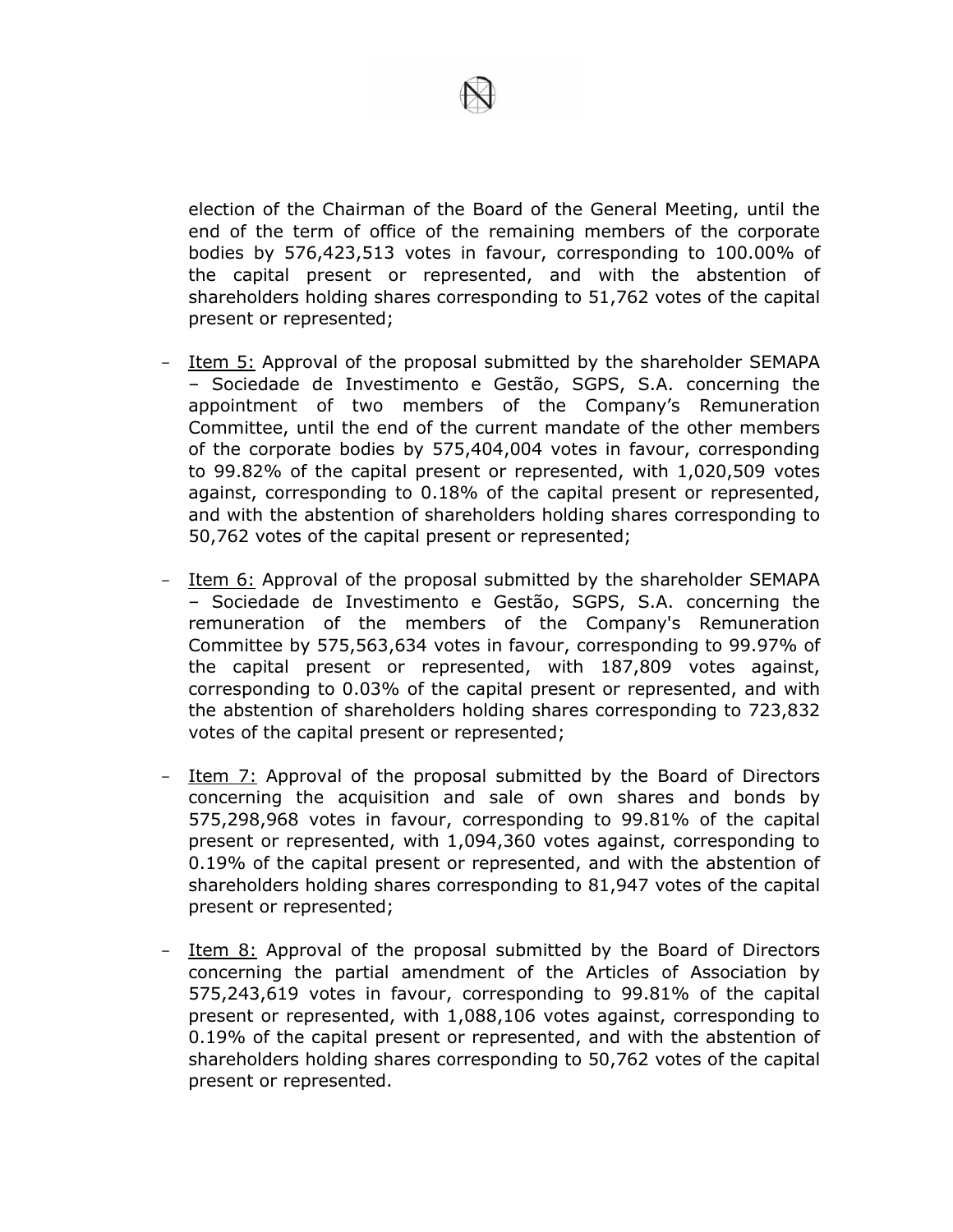election of the Chairman of the Board of the General Meeting, until the end of the term of office of the remaining members of the corporate bodies by 576,423,513 votes in favour, corresponding to 100.00% of the capital present or represented, and with the abstention of shareholders holding shares corresponding to 51,762 votes of the capital present or represented;

- Item 5: Approval of the proposal submitted by the shareholder SEMAPA – Sociedade de Investimento e Gestão, SGPS, S.A. concerning the appointment of two members of the Company's Remuneration Committee, until the end of the current mandate of the other members of the corporate bodies by 575,404,004 votes in favour, corresponding to 99.82% of the capital present or represented, with 1,020,509 votes against, corresponding to 0.18% of the capital present or represented, and with the abstention of shareholders holding shares corresponding to 50,762 votes of the capital present or represented;

- Item 6: Approval of the proposal submitted by the shareholder SEMAPA – Sociedade de Investimento e Gestão, SGPS, S.A. concerning the remuneration of the members of the Company's Remuneration Committee by 575,563,634 votes in favour, corresponding to 99.97% of the capital present or represented, with 187,809 votes against, corresponding to 0.03% of the capital present or represented, and with the abstention of shareholders holding shares corresponding to 723,832 votes of the capital present or represented;

- Item 7: Approval of the proposal submitted by the Board of Directors concerning the acquisition and sale of own shares and bonds by 575,298,968 votes in favour, corresponding to 99.81% of the capital present or represented, with 1,094,360 votes against, corresponding to 0.19% of the capital present or represented, and with the abstention of shareholders holding shares corresponding to 81,947 votes of the capital present or represented;

- Item 8: Approval of the proposal submitted by the Board of Directors concerning the partial amendment of the Articles of Association by 575,243,619 votes in favour, corresponding to 99.81% of the capital present or represented, with 1,088,106 votes against, corresponding to 0.19% of the capital present or represented, and with the abstention of shareholders holding shares corresponding to 50,762 votes of the capital present or represented.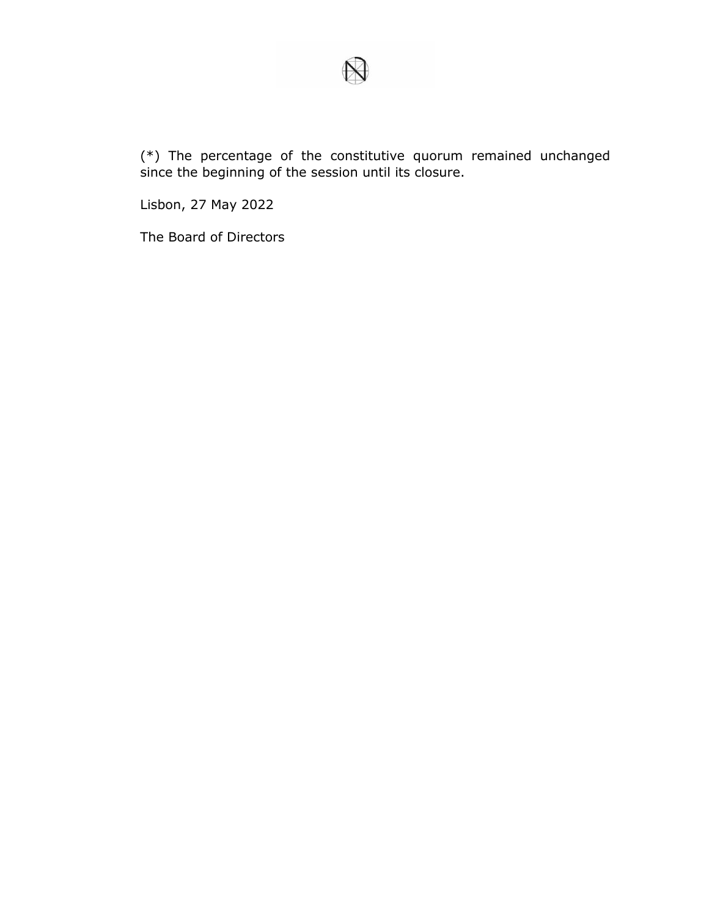(*) The percentage of the constitutive quorum remained unchanged since the beginning of the session until its closure.

Lisbon, 27 May 2022

The Board of Directors